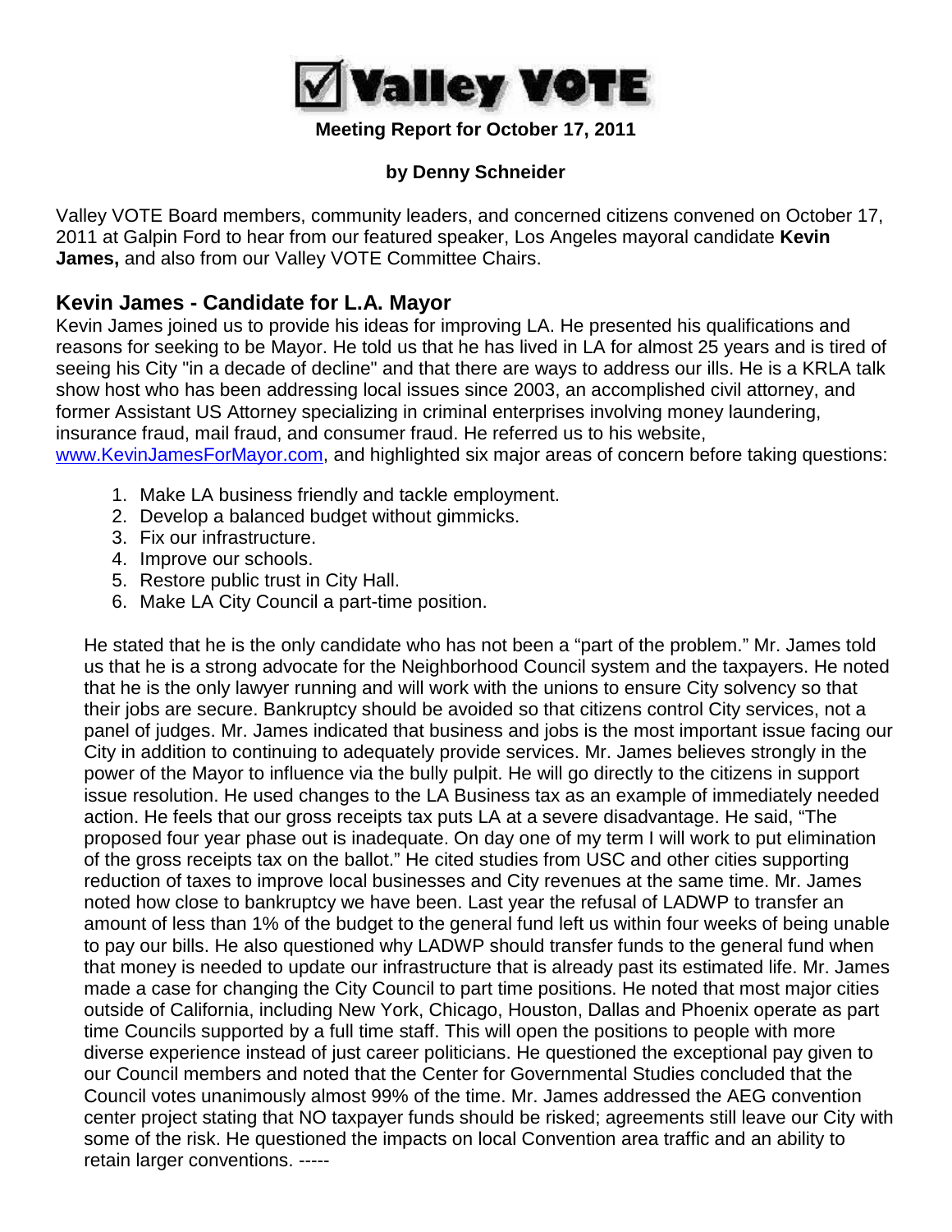# ☑ Valley VOTE

**Meeting Report for October 17, 2011**

**by Denny Schneider**

Valley VOTE Board members, community leaders, and concerned citizens convened on October 17, 2011 at Galpin Ford to hear from our featured speaker, Los Angeles mayoral candidate **Kevin James,** and also from our Valley VOTE Committee Chairs.

## Kevin James - Candidate for L.A. Mayor

Kevin James joined us to provide his ideas for improving LA. He presented his qualifications and reasons for seeking to be Mayor. He told us that he has lived in LA for almost 25 years and is tired of seeing his City "in a decade of decline" and that there are ways to address our ills. He is a KRLA talk show host who has been addressing local issues since 2003, an accomplished civil attorney, and former Assistant US Attorney specializing in criminal enterprises involving money laundering, insurance fraud, mail fraud, and consumer fraud. He referred us to his website, [www.KevinJamesForMayor.com](http://www.KevinJamesForMayor.com), and highlighted six major areas of concern before taking questions:

1. Make LA business friendly and tackle employment.
2. Develop a balanced budget without gimmicks.
3. Fix our infrastructure.
4. Improve our schools.
5. Restore public trust in City Hall.
6. Make LA City Council a part-time position.

He stated that he is the only candidate who has not been a "part of the problem." Mr. James told us that he is a strong advocate for the Neighborhood Council system and the taxpayers. He noted that he is the only lawyer running and will work with the unions to ensure City solvency so that their jobs are secure. Bankruptcy should be avoided so that citizens control City services, not a panel of judges. Mr. James indicated that business and jobs is the most important issue facing our City in addition to continuing to adequately provide services. Mr. James believes strongly in the power of the Mayor to influence via the bully pulpit. He will go directly to the citizens in support issue resolution. He used changes to the LA Business tax as an example of immediately needed action. He feels that our gross receipts tax puts LA at a severe disadvantage. He said, "The proposed four year phase out is inadequate. On day one of my term I will work to put elimination of the gross receipts tax on the ballot." He cited studies from USC and other cities supporting reduction of taxes to improve local businesses and City revenues at the same time. Mr. James noted how close to bankruptcy we have been. Last year the refusal of LADWP to transfer an amount of less than 1% of the budget to the general fund left us within four weeks of being unable to pay our bills. He also questioned why LADWP should transfer funds to the general fund when that money is needed to update our infrastructure that is already past its estimated life. Mr. James made a case for changing the City Council to part time positions. He noted that most major cities outside of California, including New York, Chicago, Houston, Dallas and Phoenix operate as part time Councils supported by a full time staff. This will open the positions to people with more diverse experience instead of just career politicians. He questioned the exceptional pay given to our Council members and noted that the Center for Governmental Studies concluded that the Council votes unanimously almost 99% of the time. Mr. James addressed the AEG convention center project stating that NO taxpayer funds should be risked; agreements still leave our City with some of the risk. He questioned the impacts on local Convention area traffic and an ability to retain larger conventions. -----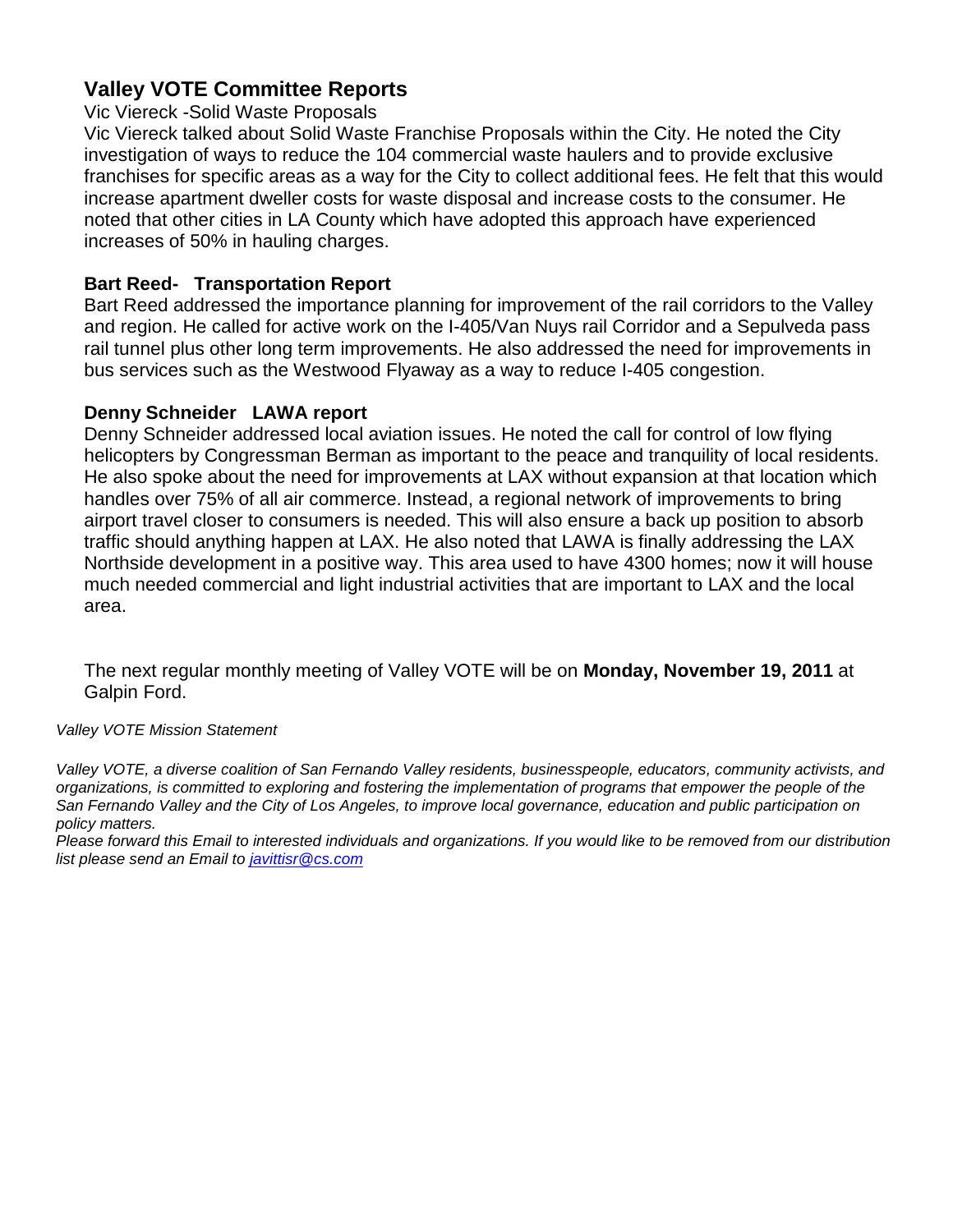## Valley VOTE Committee Reports

Vic Viereck -Solid Waste Proposals

Vic Viereck talked about Solid Waste Franchise Proposals within the City. He noted the City investigation of ways to reduce the 104 commercial waste haulers and to provide exclusive franchises for specific areas as a way for the City to collect additional fees. He felt that this would increase apartment dweller costs for waste disposal and increase costs to the consumer. He noted that other cities in LA County which have adopted this approach have experienced increases of 50% in hauling charges.

**Bart Reed- Transportation Report**

Bart Reed addressed the importance planning for improvement of the rail corridors to the Valley and region. He called for active work on the I-405/Van Nuys rail Corridor and a Sepulveda pass rail tunnel plus other long term improvements. He also addressed the need for improvements in bus services such as the Westwood Flyaway as a way to reduce I-405 congestion.

**Denny Schneider LAWA report**

Denny Schneider addressed local aviation issues. He noted the call for control of low flying helicopters by Congressman Berman as important to the peace and tranquility of local residents. He also spoke about the need for improvements at LAX without expansion at that location which handles over 75% of all air commerce. Instead, a regional network of improvements to bring airport travel closer to consumers is needed. This will also ensure a back up position to absorb traffic should anything happen at LAX. He also noted that LAWA is finally addressing the LAX Northside development in a positive way. This area used to have 4300 homes; now it will house much needed commercial and light industrial activities that are important to LAX and the local area.

The next regular monthly meeting of Valley VOTE will be on **Monday, November 19, 2011** at Galpin Ford.

*Valley VOTE Mission Statement*

*Valley VOTE, a diverse coalition of San Fernando Valley residents, businesspeople, educators, community activists, and organizations, is committed to exploring and fostering the implementation of programs that empower the people of the San Fernando Valley and the City of Los Angeles, to improve local governance, education and public participation on policy matters.*

*Please forward this Email to interested individuals and organizations. If you would like to be removed from our distribution list please send an Email to javittisr@cs.com*